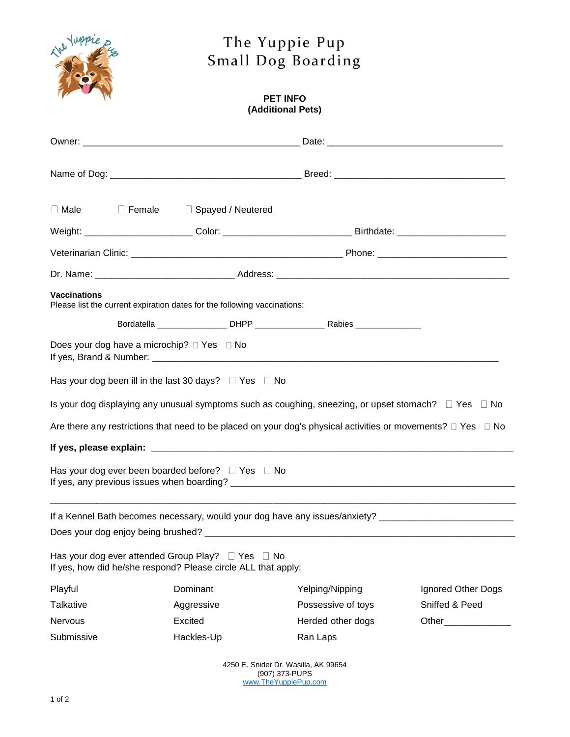# The Yuppie Pup
## Small Dog Boarding

**PET INFO**
**(Additional Pets)**

Owner: ________________________________________ Date: ________________________________

Name of Dog: ___________________________________ Breed: _______________________________

☐ Male ☐ Female ☐ Spayed / Neutered

Weight: ____________________ Color: ________________________ Birthdate: ____________________

Veterinarian Clinic: _______________________________________ Phone: _______________________

Dr. Name: __________________________ Address: ___________________________________________

**Vaccinations**
Please list the current expiration dates for the following vaccinations:

Bordatella ______________ DHPP ______________ Rabies _____________

Does your dog have a microchip? ☐ Yes ☐ No
If yes, Brand & Number: _________________________________________________________________

Has your dog been ill in the last 30 days? ☐ Yes ☐ No

Is your dog displaying any unusual symptoms such as coughing, sneezing, or upset stomach? ☐ Yes ☐ No

Are there any restrictions that need to be placed on your dog's physical activities or movements? ☐ Yes ☐ No

**If yes, please explain:** ____________________________________________________________________

Has your dog ever been boarded before? ☐ Yes ☐ No
If yes, any previous issues when boarding? ___________________________________________________

_____________________________________________________________________________________

If a Kennel Bath becomes necessary, would your dog have any issues/anxiety? _______________________

Does your dog enjoy being brushed? _________________________________________________________

Has your dog ever attended Group Play? ☐ Yes ☐ No
If yes, how did he/she respond? Please circle ALL that apply:

| | | | |
|---|---|---|---|
| Playful | Dominant | Yelping/Nipping | Ignored Other Dogs |
| Talkative | Aggressive | Possessive of toys | Sniffed & Peed |
| Nervous | Excited | Herded other dogs | Other____________ |
| Submissive | Hackles-Up | Ran Laps | |

4250 E. Snider Dr. Wasilla, AK 99654
(907) 373-PUPS
www.TheYuppiePup.com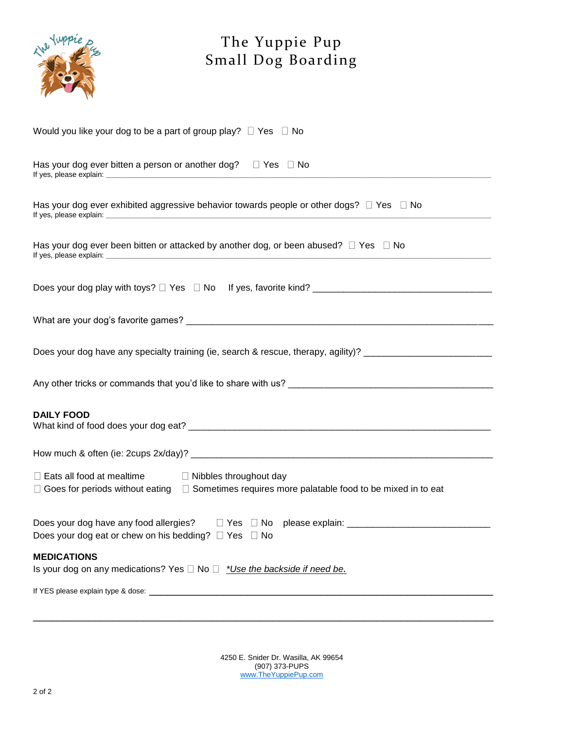# The Yuppie Pup
## Small Dog Boarding

Would you like your dog to be a part of group play? ☐ Yes ☐ No

Has your dog ever bitten a person or another dog? ☐ Yes ☐ No
If yes, please explain: ______________________________________________

Has your dog ever exhibited aggressive behavior towards people or other dogs? ☐ Yes ☐ No
If yes, please explain: ______________________________________________

Has your dog ever been bitten or attacked by another dog, or been abused? ☐ Yes ☐ No
If yes, please explain: ______________________________________________

Does your dog play with toys? ☐ Yes ☐ No If yes, favorite kind? ___________________________________

What are your dog's favorite games? ______________________________________________________________

Does your dog have any specialty training (ie, search & rescue, therapy, agility)? ________________________

Any other tricks or commands that you'd like to share with us? _______________________________________

**DAILY FOOD**
What kind of food does your dog eat? ____________________________________________________________

How much & often (ie: 2cups 2x/day)? ____________________________________________________________

☐ Eats all food at mealtime ☐ Nibbles throughout day
☐ Goes for periods without eating ☐ Sometimes requires more palatable food to be mixed in to eat

Does your dog have any food allergies? ☐ Yes ☐ No please explain: ___________________________
Does your dog eat or chew on his bedding? ☐ Yes ☐ No

**MEDICATIONS**
Is your dog on any medications? Yes ☐ No ☐ *Use the backside if need be.*

If YES please explain type & dose: ______________________________________________________________

_________________________________________________________________________________________

4250 E. Snider Dr. Wasilla, AK 99654
(907) 373-PUPS
www.TheYuppiePup.com